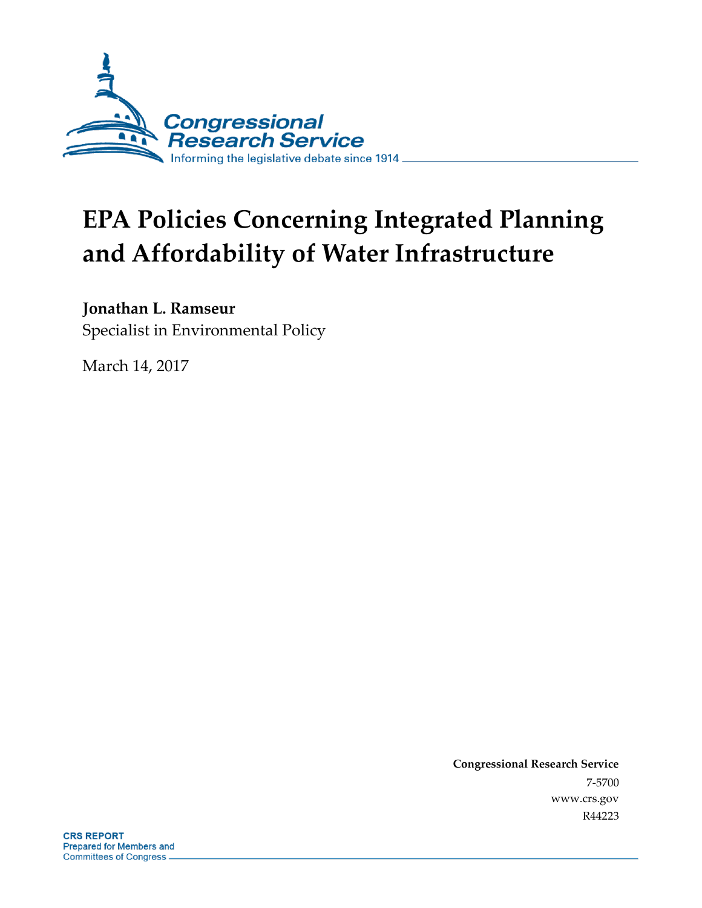Congressional Research Service

Informing the legislative debate since 1914

# EPA Policies Concerning Integrated Planning and Affordability of Water Infrastructure

**Jonathan L. Ramseur**
Specialist in Environmental Policy

March 14, 2017

**Congressional Research Service**
7-5700
www.crs.gov
R44223

**CRS REPORT**
Prepared for Members and Committees of Congress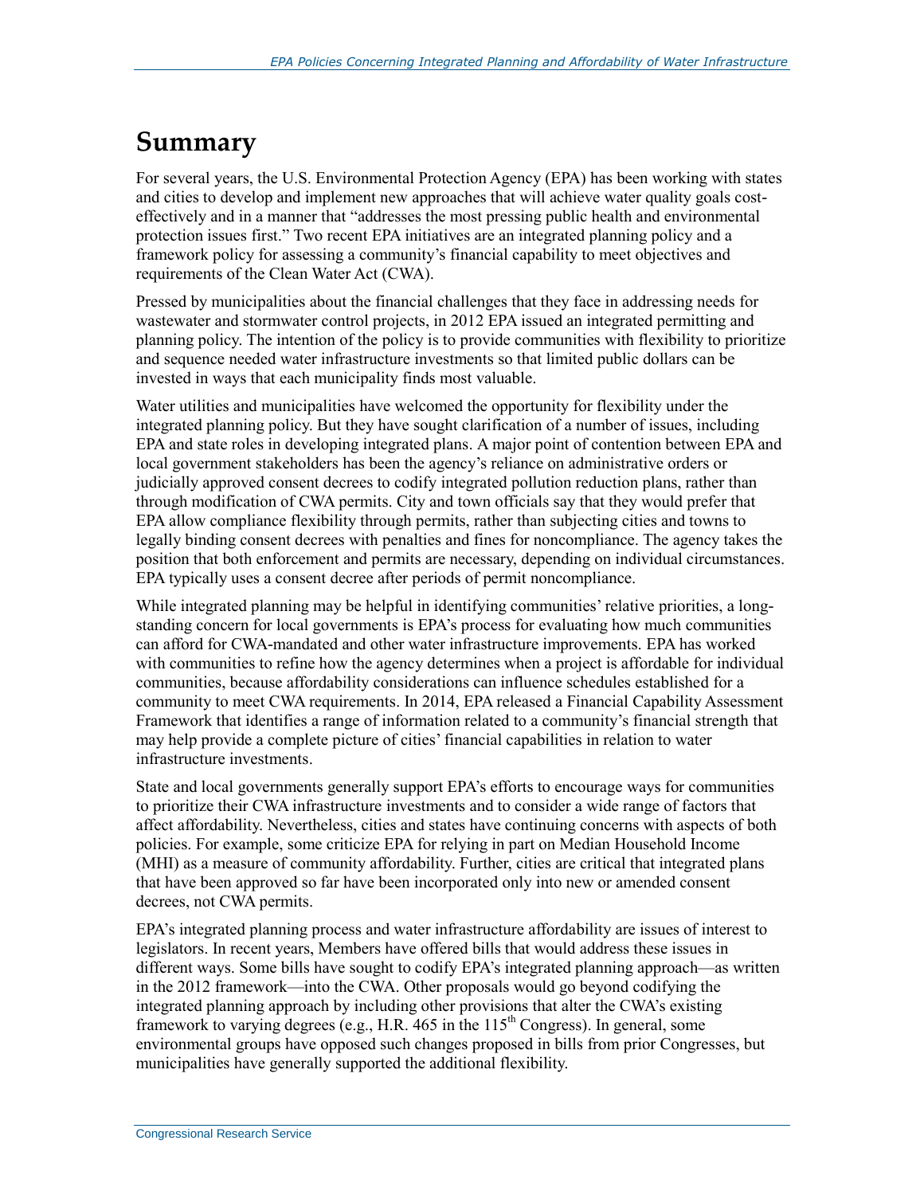# Summary

For several years, the U.S. Environmental Protection Agency (EPA) has been working with states and cities to develop and implement new approaches that will achieve water quality goals cost-effectively and in a manner that "addresses the most pressing public health and environmental protection issues first." Two recent EPA initiatives are an integrated planning policy and a framework policy for assessing a community's financial capability to meet objectives and requirements of the Clean Water Act (CWA).

Pressed by municipalities about the financial challenges that they face in addressing needs for wastewater and stormwater control projects, in 2012 EPA issued an integrated permitting and planning policy. The intention of the policy is to provide communities with flexibility to prioritize and sequence needed water infrastructure investments so that limited public dollars can be invested in ways that each municipality finds most valuable.

Water utilities and municipalities have welcomed the opportunity for flexibility under the integrated planning policy. But they have sought clarification of a number of issues, including EPA and state roles in developing integrated plans. A major point of contention between EPA and local government stakeholders has been the agency's reliance on administrative orders or judicially approved consent decrees to codify integrated pollution reduction plans, rather than through modification of CWA permits. City and town officials say that they would prefer that EPA allow compliance flexibility through permits, rather than subjecting cities and towns to legally binding consent decrees with penalties and fines for noncompliance. The agency takes the position that both enforcement and permits are necessary, depending on individual circumstances. EPA typically uses a consent decree after periods of permit noncompliance.

While integrated planning may be helpful in identifying communities' relative priorities, a long-standing concern for local governments is EPA's process for evaluating how much communities can afford for CWA-mandated and other water infrastructure improvements. EPA has worked with communities to refine how the agency determines when a project is affordable for individual communities, because affordability considerations can influence schedules established for a community to meet CWA requirements. In 2014, EPA released a Financial Capability Assessment Framework that identifies a range of information related to a community's financial strength that may help provide a complete picture of cities' financial capabilities in relation to water infrastructure investments.

State and local governments generally support EPA's efforts to encourage ways for communities to prioritize their CWA infrastructure investments and to consider a wide range of factors that affect affordability. Nevertheless, cities and states have continuing concerns with aspects of both policies. For example, some criticize EPA for relying in part on Median Household Income (MHI) as a measure of community affordability. Further, cities are critical that integrated plans that have been approved so far have been incorporated only into new or amended consent decrees, not CWA permits.

EPA's integrated planning process and water infrastructure affordability are issues of interest to legislators. In recent years, Members have offered bills that would address these issues in different ways. Some bills have sought to codify EPA's integrated planning approach—as written in the 2012 framework—into the CWA. Other proposals would go beyond codifying the integrated planning approach by including other provisions that alter the CWA's existing framework to varying degrees (e.g., H.R. 465 in the 115th Congress). In general, some environmental groups have opposed such changes proposed in bills from prior Congresses, but municipalities have generally supported the additional flexibility.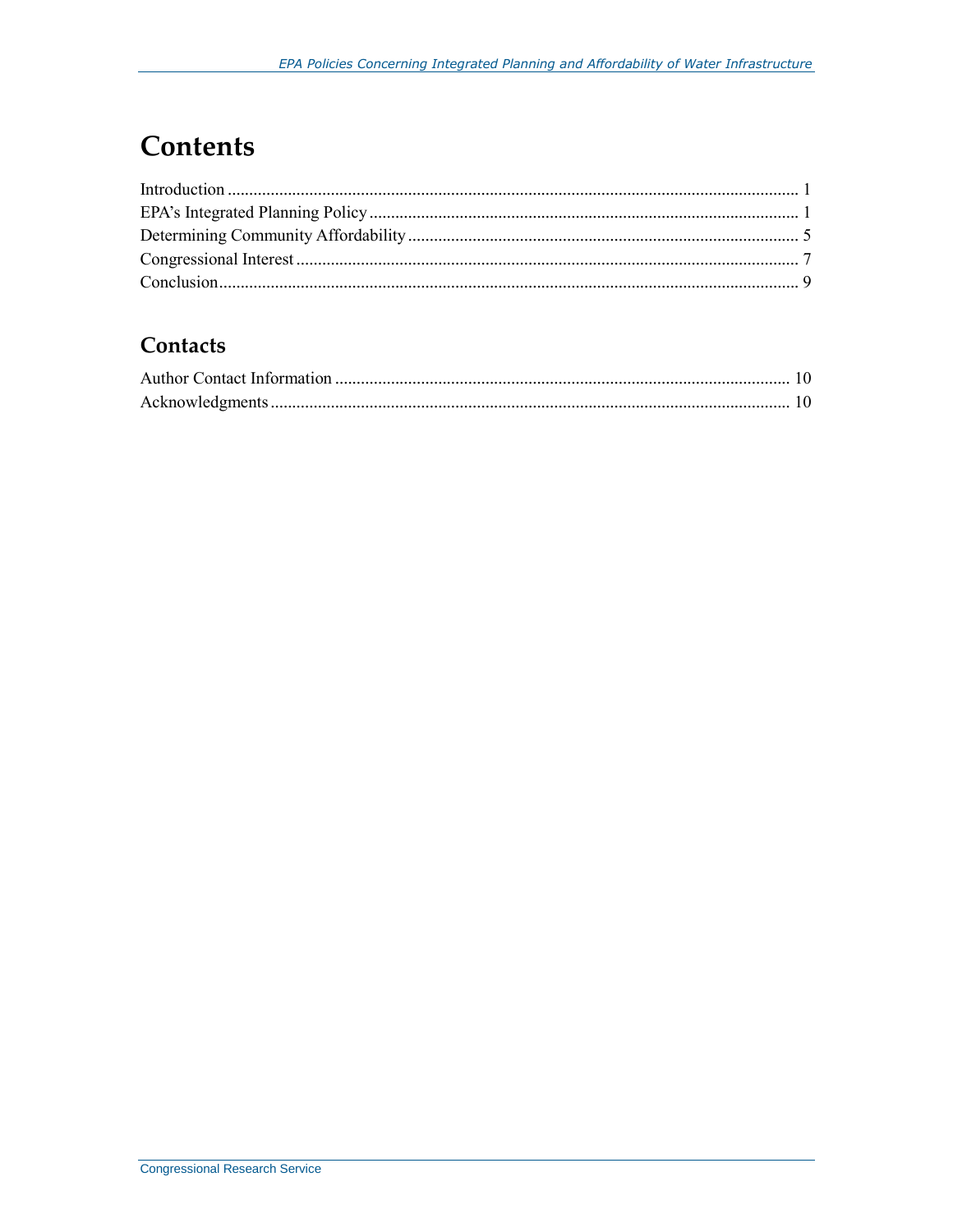# Contents

Introduction .................................................................................................................................... 1
EPA's Integrated Planning Policy ................................................................................................... 1
Determining Community Affordability .......................................................................................... 5
Congressional Interest .................................................................................................................... 7
Conclusion...................................................................................................................................... 9

## Contacts

Author Contact Information ........................................................................................................ 10
Acknowledgments ....................................................................................................................... 10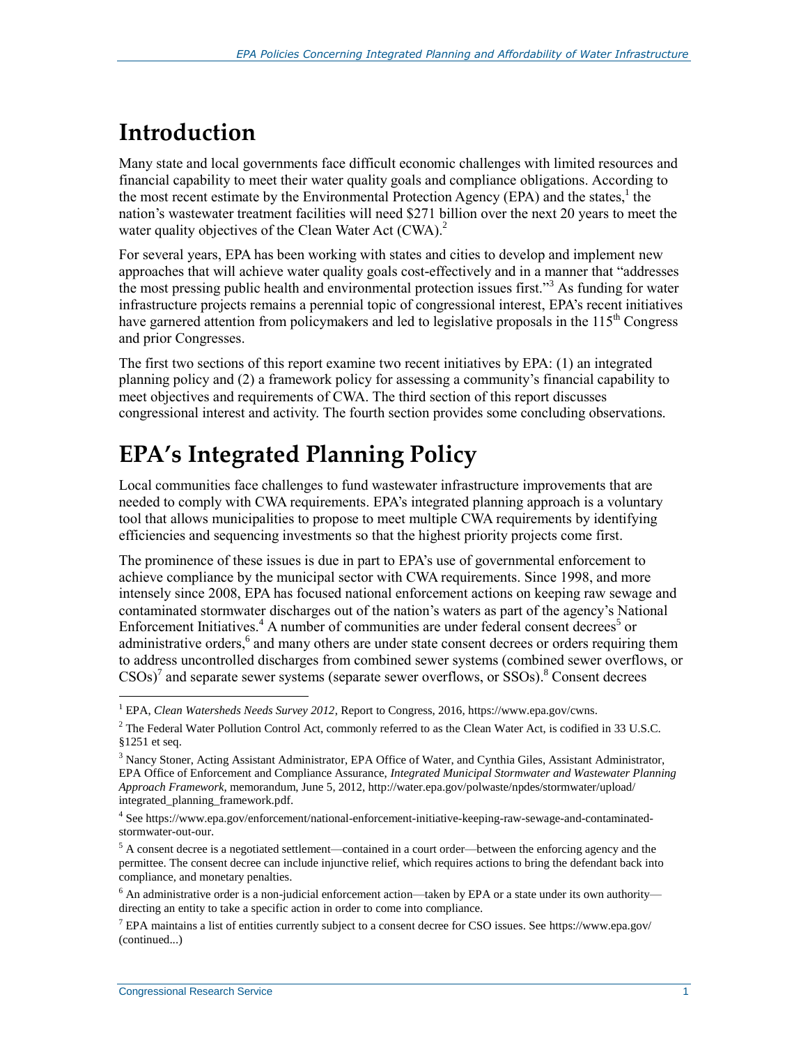# Introduction

Many state and local governments face difficult economic challenges with limited resources and financial capability to meet their water quality goals and compliance obligations. According to the most recent estimate by the Environmental Protection Agency (EPA) and the states,[1] the nation's wastewater treatment facilities will need $271 billion over the next 20 years to meet the water quality objectives of the Clean Water Act (CWA).[2]

For several years, EPA has been working with states and cities to develop and implement new approaches that will achieve water quality goals cost-effectively and in a manner that "addresses the most pressing public health and environmental protection issues first."[3] As funding for water infrastructure projects remains a perennial topic of congressional interest, EPA's recent initiatives have garnered attention from policymakers and led to legislative proposals in the 115th Congress and prior Congresses.

The first two sections of this report examine two recent initiatives by EPA: (1) an integrated planning policy and (2) a framework policy for assessing a community's financial capability to meet objectives and requirements of CWA. The third section of this report discusses congressional interest and activity. The fourth section provides some concluding observations.

# EPA's Integrated Planning Policy

Local communities face challenges to fund wastewater infrastructure improvements that are needed to comply with CWA requirements. EPA's integrated planning approach is a voluntary tool that allows municipalities to propose to meet multiple CWA requirements by identifying efficiencies and sequencing investments so that the highest priority projects come first.

The prominence of these issues is due in part to EPA's use of governmental enforcement to achieve compliance by the municipal sector with CWA requirements. Since 1998, and more intensely since 2008, EPA has focused national enforcement actions on keeping raw sewage and contaminated stormwater discharges out of the nation's waters as part of the agency's National Enforcement Initiatives.[4] A number of communities are under federal consent decrees[5] or administrative orders,[6] and many others are under state consent decrees or orders requiring them to address uncontrolled discharges from combined sewer systems (combined sewer overflows, or CSOs)[7] and separate sewer systems (separate sewer overflows, or SSOs).[8] Consent decrees

---

[1] EPA, *Clean Watersheds Needs Survey 2012*, Report to Congress, 2016, https://www.epa.gov/cwns.

[2] The Federal Water Pollution Control Act, commonly referred to as the Clean Water Act, is codified in 33 U.S.C. §1251 et seq.

[3] Nancy Stoner, Acting Assistant Administrator, EPA Office of Water, and Cynthia Giles, Assistant Administrator, EPA Office of Enforcement and Compliance Assurance, *Integrated Municipal Stormwater and Wastewater Planning Approach Framework*, memorandum, June 5, 2012, http://water.epa.gov/polwaste/npdes/stormwater/upload/integrated_planning_framework.pdf.

[4] See https://www.epa.gov/enforcement/national-enforcement-initiative-keeping-raw-sewage-and-contaminated-stormwater-out-our.

[5] A consent decree is a negotiated settlement—contained in a court order—between the enforcing agency and the permittee. The consent decree can include injunctive relief, which requires actions to bring the defendant back into compliance, and monetary penalties.

[6] An administrative order is a non-judicial enforcement action—taken by EPA or a state under its own authority—directing an entity to take a specific action in order to come into compliance.

[7] EPA maintains a list of entities currently subject to a consent decree for CSO issues. See https://www.epa.gov/ (continued...)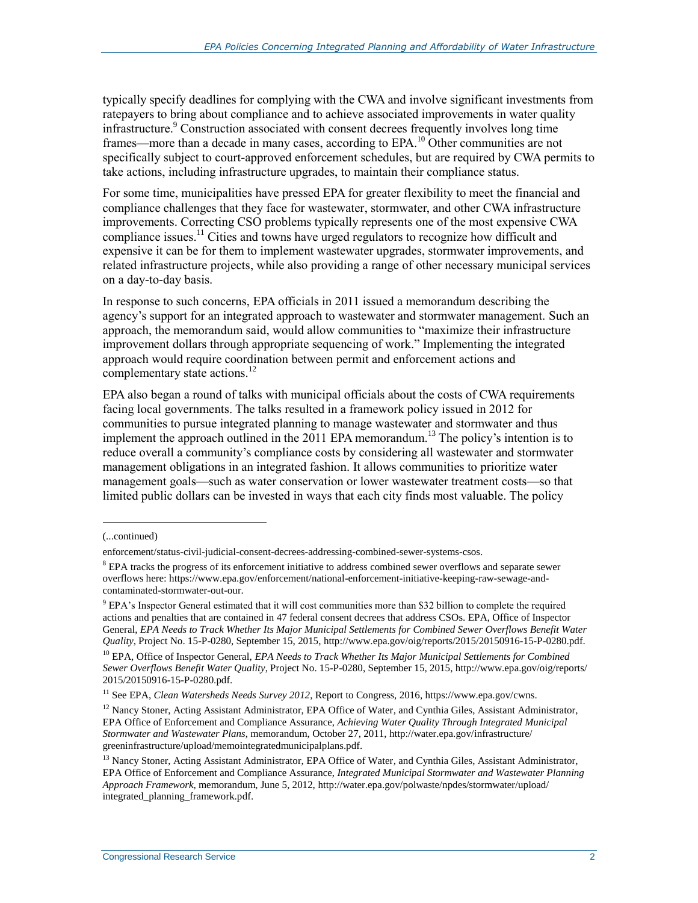typically specify deadlines for complying with the CWA and involve significant investments from ratepayers to bring about compliance and to achieve associated improvements in water quality infrastructure.[9] Construction associated with consent decrees frequently involves long time frames—more than a decade in many cases, according to EPA.[10] Other communities are not specifically subject to court-approved enforcement schedules, but are required by CWA permits to take actions, including infrastructure upgrades, to maintain their compliance status.

For some time, municipalities have pressed EPA for greater flexibility to meet the financial and compliance challenges that they face for wastewater, stormwater, and other CWA infrastructure improvements. Correcting CSO problems typically represents one of the most expensive CWA compliance issues.[11] Cities and towns have urged regulators to recognize how difficult and expensive it can be for them to implement wastewater upgrades, stormwater improvements, and related infrastructure projects, while also providing a range of other necessary municipal services on a day-to-day basis.

In response to such concerns, EPA officials in 2011 issued a memorandum describing the agency's support for an integrated approach to wastewater and stormwater management. Such an approach, the memorandum said, would allow communities to "maximize their infrastructure improvement dollars through appropriate sequencing of work." Implementing the integrated approach would require coordination between permit and enforcement actions and complementary state actions.[12]

EPA also began a round of talks with municipal officials about the costs of CWA requirements facing local governments. The talks resulted in a framework policy issued in 2012 for communities to pursue integrated planning to manage wastewater and stormwater and thus implement the approach outlined in the 2011 EPA memorandum.[13] The policy's intention is to reduce overall a community's compliance costs by considering all wastewater and stormwater management obligations in an integrated fashion. It allows communities to prioritize water management goals—such as water conservation or lower wastewater treatment costs—so that limited public dollars can be invested in ways that each city finds most valuable. The policy

(...continued)

enforcement/status-civil-judicial-consent-decrees-addressing-combined-sewer-systems-csos.

[8] EPA tracks the progress of its enforcement initiative to address combined sewer overflows and separate sewer overflows here: https://www.epa.gov/enforcement/national-enforcement-initiative-keeping-raw-sewage-and-contaminated-stormwater-out-our.

[9] EPA's Inspector General estimated that it will cost communities more than $32 billion to complete the required actions and penalties that are contained in 47 federal consent decrees that address CSOs. EPA, Office of Inspector General, *EPA Needs to Track Whether Its Major Municipal Settlements for Combined Sewer Overflows Benefit Water Quality*, Project No. 15-P-0280, September 15, 2015, http://www.epa.gov/oig/reports/2015/20150916-15-P-0280.pdf.

[10] EPA, Office of Inspector General, *EPA Needs to Track Whether Its Major Municipal Settlements for Combined Sewer Overflows Benefit Water Quality*, Project No. 15-P-0280, September 15, 2015, http://www.epa.gov/oig/reports/2015/20150916-15-P-0280.pdf.

[11] See EPA, *Clean Watersheds Needs Survey 2012*, Report to Congress, 2016, https://www.epa.gov/cwns.

[12] Nancy Stoner, Acting Assistant Administrator, EPA Office of Water, and Cynthia Giles, Assistant Administrator, EPA Office of Enforcement and Compliance Assurance, *Achieving Water Quality Through Integrated Municipal Stormwater and Wastewater Plans*, memorandum, October 27, 2011, http://water.epa.gov/infrastructure/greeninfrastructure/upload/memointegratedmunicipalplans.pdf.

[13] Nancy Stoner, Acting Assistant Administrator, EPA Office of Water, and Cynthia Giles, Assistant Administrator, EPA Office of Enforcement and Compliance Assurance, *Integrated Municipal Stormwater and Wastewater Planning Approach Framework*, memorandum, June 5, 2012, http://water.epa.gov/polwaste/npdes/stormwater/upload/integrated_planning_framework.pdf.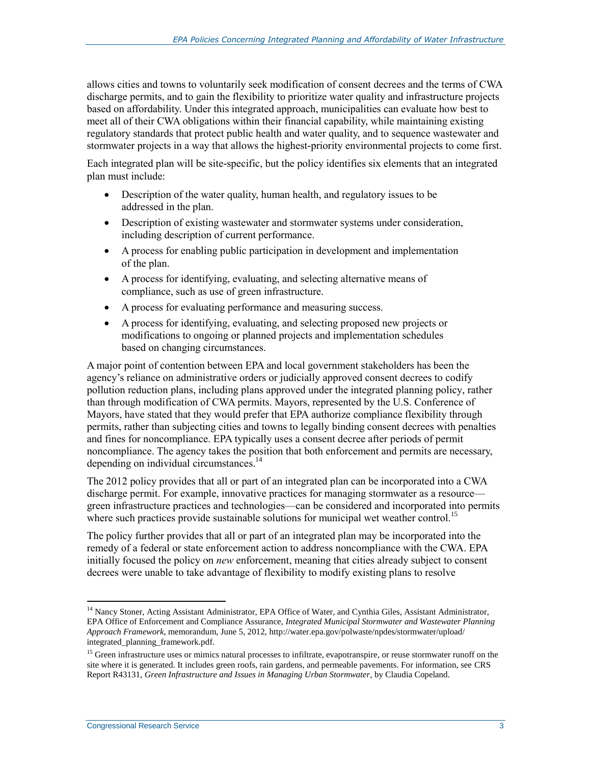allows cities and towns to voluntarily seek modification of consent decrees and the terms of CWA discharge permits, and to gain the flexibility to prioritize water quality and infrastructure projects based on affordability. Under this integrated approach, municipalities can evaluate how best to meet all of their CWA obligations within their financial capability, while maintaining existing regulatory standards that protect public health and water quality, and to sequence wastewater and stormwater projects in a way that allows the highest-priority environmental projects to come first.

Each integrated plan will be site-specific, but the policy identifies six elements that an integrated plan must include:

- Description of the water quality, human health, and regulatory issues to be addressed in the plan.
- Description of existing wastewater and stormwater systems under consideration, including description of current performance.
- A process for enabling public participation in development and implementation of the plan.
- A process for identifying, evaluating, and selecting alternative means of compliance, such as use of green infrastructure.
- A process for evaluating performance and measuring success.
- A process for identifying, evaluating, and selecting proposed new projects or modifications to ongoing or planned projects and implementation schedules based on changing circumstances.

A major point of contention between EPA and local government stakeholders has been the agency's reliance on administrative orders or judicially approved consent decrees to codify pollution reduction plans, including plans approved under the integrated planning policy, rather than through modification of CWA permits. Mayors, represented by the U.S. Conference of Mayors, have stated that they would prefer that EPA authorize compliance flexibility through permits, rather than subjecting cities and towns to legally binding consent decrees with penalties and fines for noncompliance. EPA typically uses a consent decree after periods of permit noncompliance. The agency takes the position that both enforcement and permits are necessary, depending on individual circumstances.[14]

The 2012 policy provides that all or part of an integrated plan can be incorporated into a CWA discharge permit. For example, innovative practices for managing stormwater as a resource—green infrastructure practices and technologies—can be considered and incorporated into permits where such practices provide sustainable solutions for municipal wet weather control.[15]

The policy further provides that all or part of an integrated plan may be incorporated into the remedy of a federal or state enforcement action to address noncompliance with the CWA. EPA initially focused the policy on *new* enforcement, meaning that cities already subject to consent decrees were unable to take advantage of flexibility to modify existing plans to resolve

---

[14] Nancy Stoner, Acting Assistant Administrator, EPA Office of Water, and Cynthia Giles, Assistant Administrator, EPA Office of Enforcement and Compliance Assurance, *Integrated Municipal Stormwater and Wastewater Planning Approach Framework*, memorandum, June 5, 2012, http://water.epa.gov/polwaste/npdes/stormwater/upload/integrated_planning_framework.pdf.

[15] Green infrastructure uses or mimics natural processes to infiltrate, evapotranspire, or reuse stormwater runoff on the site where it is generated. It includes green roofs, rain gardens, and permeable pavements. For information, see CRS Report R43131, *Green Infrastructure and Issues in Managing Urban Stormwater*, by Claudia Copeland.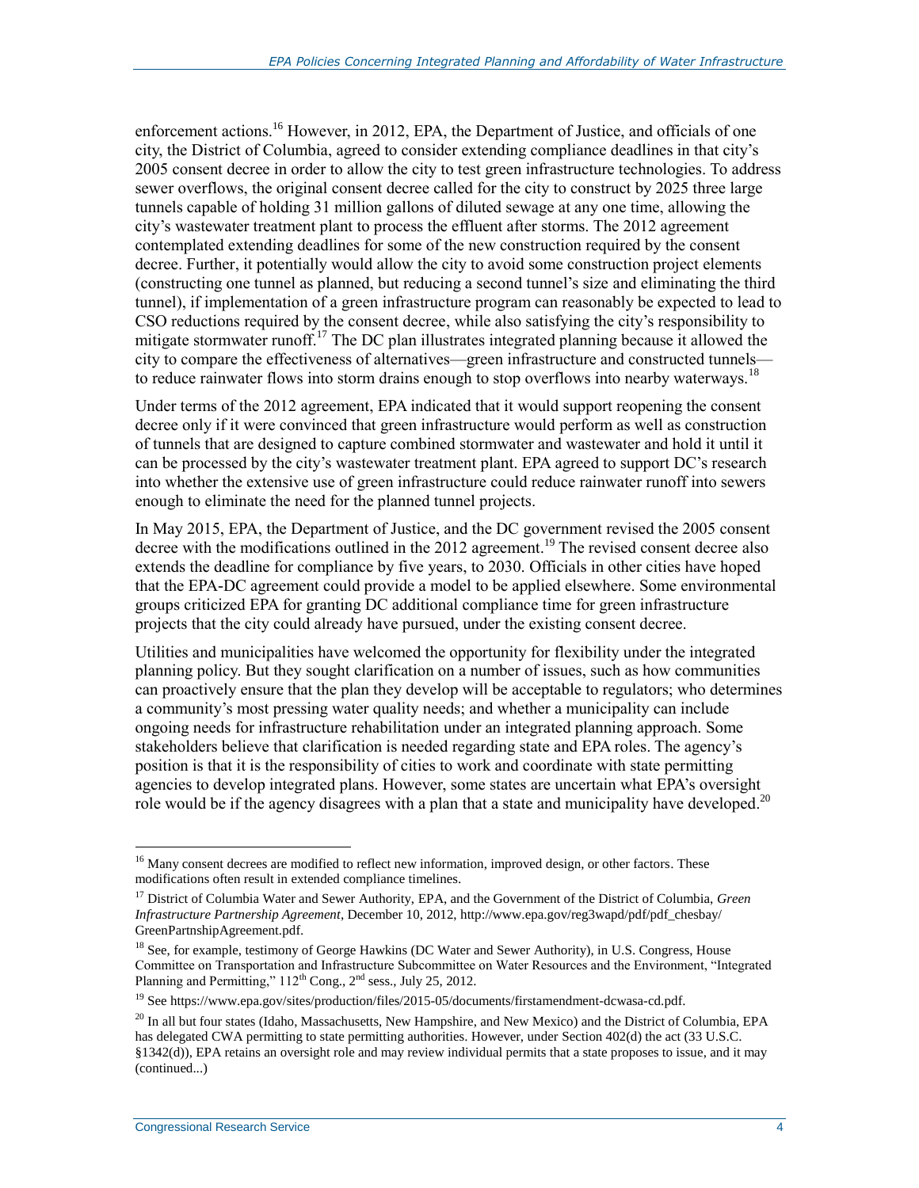enforcement actions.[16] However, in 2012, EPA, the Department of Justice, and officials of one city, the District of Columbia, agreed to consider extending compliance deadlines in that city's 2005 consent decree in order to allow the city to test green infrastructure technologies. To address sewer overflows, the original consent decree called for the city to construct by 2025 three large tunnels capable of holding 31 million gallons of diluted sewage at any one time, allowing the city's wastewater treatment plant to process the effluent after storms. The 2012 agreement contemplated extending deadlines for some of the new construction required by the consent decree. Further, it potentially would allow the city to avoid some construction project elements (constructing one tunnel as planned, but reducing a second tunnel's size and eliminating the third tunnel), if implementation of a green infrastructure program can reasonably be expected to lead to CSO reductions required by the consent decree, while also satisfying the city's responsibility to mitigate stormwater runoff.[17] The DC plan illustrates integrated planning because it allowed the city to compare the effectiveness of alternatives—green infrastructure and constructed tunnels—to reduce rainwater flows into storm drains enough to stop overflows into nearby waterways.[18]

Under terms of the 2012 agreement, EPA indicated that it would support reopening the consent decree only if it were convinced that green infrastructure would perform as well as construction of tunnels that are designed to capture combined stormwater and wastewater and hold it until it can be processed by the city's wastewater treatment plant. EPA agreed to support DC's research into whether the extensive use of green infrastructure could reduce rainwater runoff into sewers enough to eliminate the need for the planned tunnel projects.

In May 2015, EPA, the Department of Justice, and the DC government revised the 2005 consent decree with the modifications outlined in the 2012 agreement.[19] The revised consent decree also extends the deadline for compliance by five years, to 2030. Officials in other cities have hoped that the EPA-DC agreement could provide a model to be applied elsewhere. Some environmental groups criticized EPA for granting DC additional compliance time for green infrastructure projects that the city could already have pursued, under the existing consent decree.

Utilities and municipalities have welcomed the opportunity for flexibility under the integrated planning policy. But they sought clarification on a number of issues, such as how communities can proactively ensure that the plan they develop will be acceptable to regulators; who determines a community's most pressing water quality needs; and whether a municipality can include ongoing needs for infrastructure rehabilitation under an integrated planning approach. Some stakeholders believe that clarification is needed regarding state and EPA roles. The agency's position is that it is the responsibility of cities to work and coordinate with state permitting agencies to develop integrated plans. However, some states are uncertain what EPA's oversight role would be if the agency disagrees with a plan that a state and municipality have developed.[20]

---

[16] Many consent decrees are modified to reflect new information, improved design, or other factors. These modifications often result in extended compliance timelines.

[17] District of Columbia Water and Sewer Authority, EPA, and the Government of the District of Columbia, *Green Infrastructure Partnership Agreement*, December 10, 2012, http://www.epa.gov/reg3wapd/pdf/pdf_chesbay/GreenPartnshipAgreement.pdf.

[18] See, for example, testimony of George Hawkins (DC Water and Sewer Authority), in U.S. Congress, House Committee on Transportation and Infrastructure Subcommittee on Water Resources and the Environment, "Integrated Planning and Permitting," 112th Cong., 2nd sess., July 25, 2012.

[19] See https://www.epa.gov/sites/production/files/2015-05/documents/firstamendment-dcwasa-cd.pdf.

[20] In all but four states (Idaho, Massachusetts, New Hampshire, and New Mexico) and the District of Columbia, EPA has delegated CWA permitting to state permitting authorities. However, under Section 402(d) the act (33 U.S.C. §1342(d)), EPA retains an oversight role and may review individual permits that a state proposes to issue, and it may (continued...)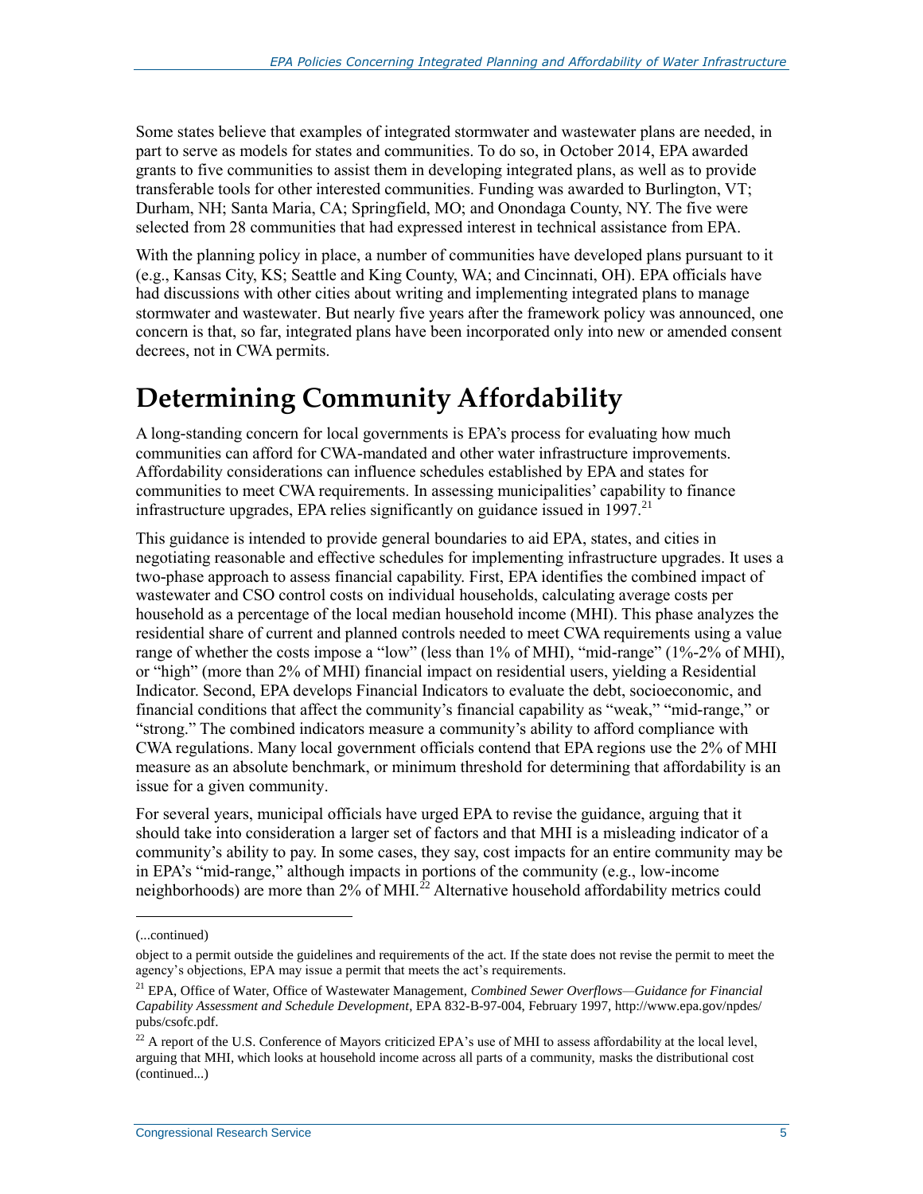Some states believe that examples of integrated stormwater and wastewater plans are needed, in part to serve as models for states and communities. To do so, in October 2014, EPA awarded grants to five communities to assist them in developing integrated plans, as well as to provide transferable tools for other interested communities. Funding was awarded to Burlington, VT; Durham, NH; Santa Maria, CA; Springfield, MO; and Onondaga County, NY. The five were selected from 28 communities that had expressed interest in technical assistance from EPA.

With the planning policy in place, a number of communities have developed plans pursuant to it (e.g., Kansas City, KS; Seattle and King County, WA; and Cincinnati, OH). EPA officials have had discussions with other cities about writing and implementing integrated plans to manage stormwater and wastewater. But nearly five years after the framework policy was announced, one concern is that, so far, integrated plans have been incorporated only into new or amended consent decrees, not in CWA permits.

# Determining Community Affordability

A long-standing concern for local governments is EPA's process for evaluating how much communities can afford for CWA-mandated and other water infrastructure improvements. Affordability considerations can influence schedules established by EPA and states for communities to meet CWA requirements. In assessing municipalities' capability to finance infrastructure upgrades, EPA relies significantly on guidance issued in 1997.[21]

This guidance is intended to provide general boundaries to aid EPA, states, and cities in negotiating reasonable and effective schedules for implementing infrastructure upgrades. It uses a two-phase approach to assess financial capability. First, EPA identifies the combined impact of wastewater and CSO control costs on individual households, calculating average costs per household as a percentage of the local median household income (MHI). This phase analyzes the residential share of current and planned controls needed to meet CWA requirements using a value range of whether the costs impose a "low" (less than 1% of MHI), "mid-range" (1%-2% of MHI), or "high" (more than 2% of MHI) financial impact on residential users, yielding a Residential Indicator. Second, EPA develops Financial Indicators to evaluate the debt, socioeconomic, and financial conditions that affect the community's financial capability as "weak," "mid-range," or "strong." The combined indicators measure a community's ability to afford compliance with CWA regulations. Many local government officials contend that EPA regions use the 2% of MHI measure as an absolute benchmark, or minimum threshold for determining that affordability is an issue for a given community.

For several years, municipal officials have urged EPA to revise the guidance, arguing that it should take into consideration a larger set of factors and that MHI is a misleading indicator of a community's ability to pay. In some cases, they say, cost impacts for an entire community may be in EPA's "mid-range," although impacts in portions of the community (e.g., low-income neighborhoods) are more than 2% of MHI.[22] Alternative household affordability metrics could

(...continued)

object to a permit outside the guidelines and requirements of the act. If the state does not revise the permit to meet the agency's objections, EPA may issue a permit that meets the act's requirements.

[21] EPA, Office of Water, Office of Wastewater Management, *Combined Sewer Overflows—Guidance for Financial Capability Assessment and Schedule Development*, EPA 832-B-97-004, February 1997, http://www.epa.gov/npdes/pubs/csofc.pdf.

[22] A report of the U.S. Conference of Mayors criticized EPA's use of MHI to assess affordability at the local level, arguing that MHI, which looks at household income across all parts of a community, masks the distributional cost (continued...)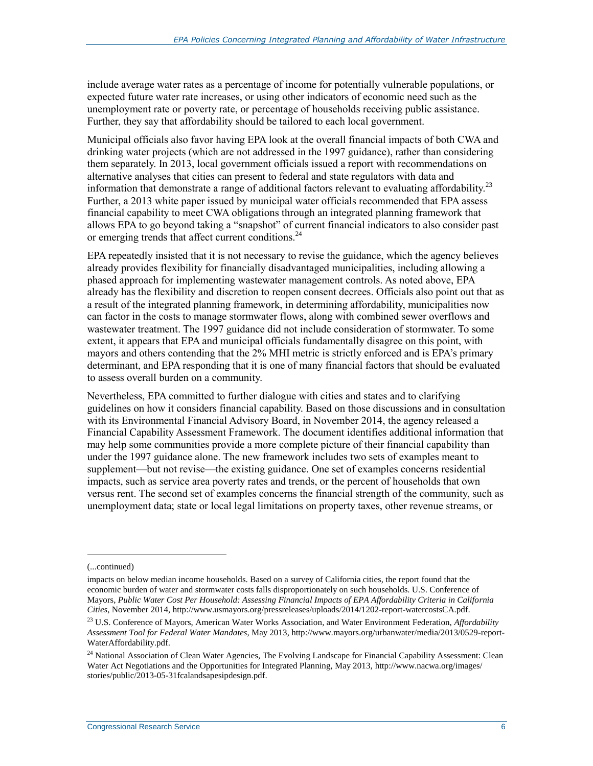include average water rates as a percentage of income for potentially vulnerable populations, or expected future water rate increases, or using other indicators of economic need such as the unemployment rate or poverty rate, or percentage of households receiving public assistance. Further, they say that affordability should be tailored to each local government.

Municipal officials also favor having EPA look at the overall financial impacts of both CWA and drinking water projects (which are not addressed in the 1997 guidance), rather than considering them separately. In 2013, local government officials issued a report with recommendations on alternative analyses that cities can present to federal and state regulators with data and information that demonstrate a range of additional factors relevant to evaluating affordability.[23] Further, a 2013 white paper issued by municipal water officials recommended that EPA assess financial capability to meet CWA obligations through an integrated planning framework that allows EPA to go beyond taking a "snapshot" of current financial indicators to also consider past or emerging trends that affect current conditions.[24]

EPA repeatedly insisted that it is not necessary to revise the guidance, which the agency believes already provides flexibility for financially disadvantaged municipalities, including allowing a phased approach for implementing wastewater management controls. As noted above, EPA already has the flexibility and discretion to reopen consent decrees. Officials also point out that as a result of the integrated planning framework, in determining affordability, municipalities now can factor in the costs to manage stormwater flows, along with combined sewer overflows and wastewater treatment. The 1997 guidance did not include consideration of stormwater. To some extent, it appears that EPA and municipal officials fundamentally disagree on this point, with mayors and others contending that the 2% MHI metric is strictly enforced and is EPA's primary determinant, and EPA responding that it is one of many financial factors that should be evaluated to assess overall burden on a community.

Nevertheless, EPA committed to further dialogue with cities and states and to clarifying guidelines on how it considers financial capability. Based on those discussions and in consultation with its Environmental Financial Advisory Board, in November 2014, the agency released a Financial Capability Assessment Framework. The document identifies additional information that may help some communities provide a more complete picture of their financial capability than under the 1997 guidance alone. The new framework includes two sets of examples meant to supplement—but not revise—the existing guidance. One set of examples concerns residential impacts, such as service area poverty rates and trends, or the percent of households that own versus rent. The second set of examples concerns the financial strength of the community, such as unemployment data; state or local legal limitations on property taxes, other revenue streams, or

---

(...continued)

impacts on below median income households. Based on a survey of California cities, the report found that the economic burden of water and stormwater costs falls disproportionately on such households. U.S. Conference of Mayors, *Public Water Cost Per Household: Assessing Financial Impacts of EPA Affordability Criteria in California Cities*, November 2014, http://www.usmayors.org/pressreleases/uploads/2014/1202-report-watercostsCA.pdf.

[23] U.S. Conference of Mayors, American Water Works Association, and Water Environment Federation, *Affordability Assessment Tool for Federal Water Mandates*, May 2013, http://www.mayors.org/urbanwater/media/2013/0529-report-WaterAffordability.pdf.

[24] National Association of Clean Water Agencies, The Evolving Landscape for Financial Capability Assessment: Clean Water Act Negotiations and the Opportunities for Integrated Planning, May 2013, http://www.nacwa.org/images/stories/public/2013-05-31fcalandsapesipdesign.pdf.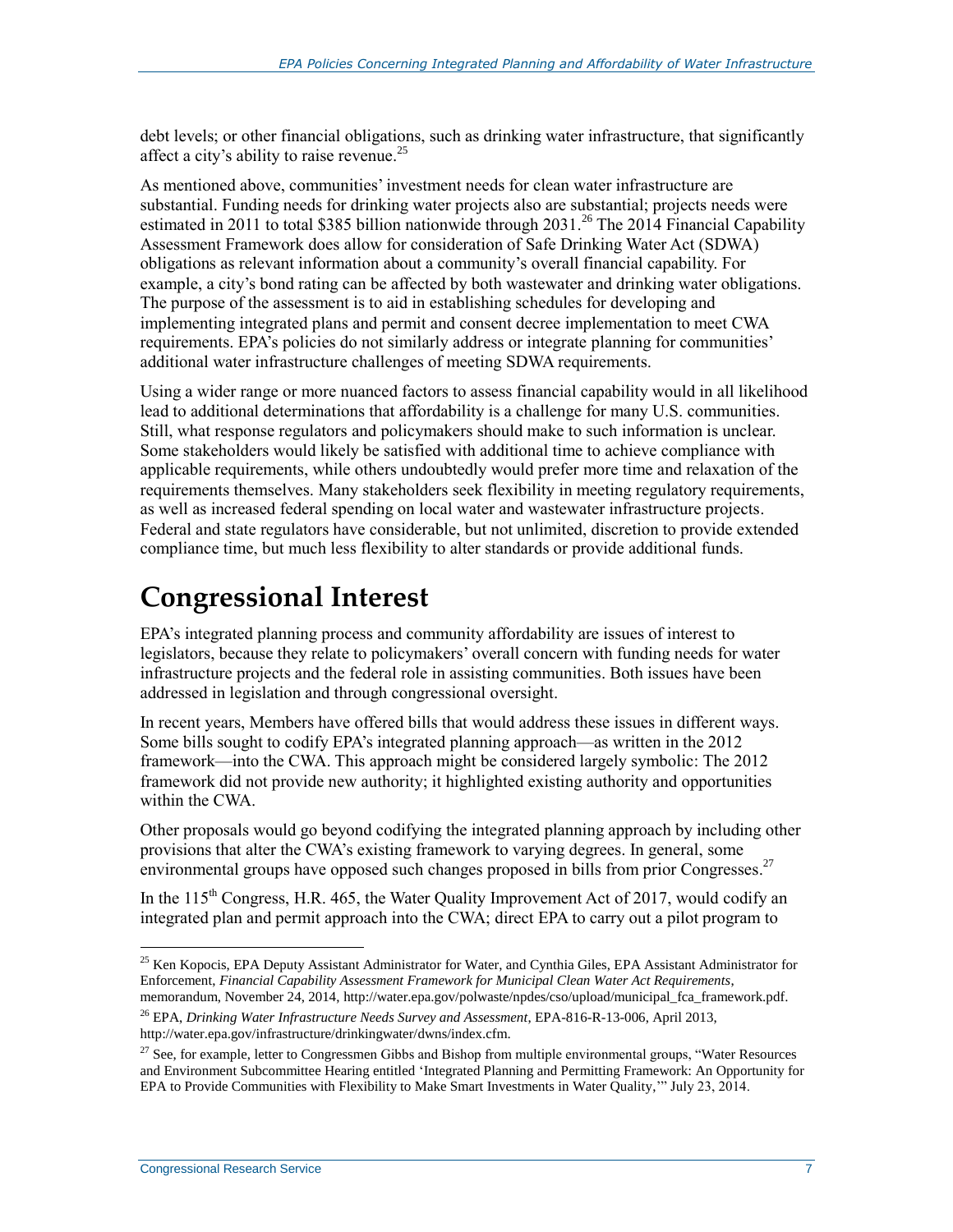debt levels; or other financial obligations, such as drinking water infrastructure, that significantly affect a city's ability to raise revenue.[25]

As mentioned above, communities' investment needs for clean water infrastructure are substantial. Funding needs for drinking water projects also are substantial; projects needs were estimated in 2011 to total $385 billion nationwide through 2031.[26] The 2014 Financial Capability Assessment Framework does allow for consideration of Safe Drinking Water Act (SDWA) obligations as relevant information about a community's overall financial capability. For example, a city's bond rating can be affected by both wastewater and drinking water obligations. The purpose of the assessment is to aid in establishing schedules for developing and implementing integrated plans and permit and consent decree implementation to meet CWA requirements. EPA's policies do not similarly address or integrate planning for communities' additional water infrastructure challenges of meeting SDWA requirements.

Using a wider range or more nuanced factors to assess financial capability would in all likelihood lead to additional determinations that affordability is a challenge for many U.S. communities. Still, what response regulators and policymakers should make to such information is unclear. Some stakeholders would likely be satisfied with additional time to achieve compliance with applicable requirements, while others undoubtedly would prefer more time and relaxation of the requirements themselves. Many stakeholders seek flexibility in meeting regulatory requirements, as well as increased federal spending on local water and wastewater infrastructure projects. Federal and state regulators have considerable, but not unlimited, discretion to provide extended compliance time, but much less flexibility to alter standards or provide additional funds.

# Congressional Interest

EPA's integrated planning process and community affordability are issues of interest to legislators, because they relate to policymakers' overall concern with funding needs for water infrastructure projects and the federal role in assisting communities. Both issues have been addressed in legislation and through congressional oversight.

In recent years, Members have offered bills that would address these issues in different ways. Some bills sought to codify EPA's integrated planning approach—as written in the 2012 framework—into the CWA. This approach might be considered largely symbolic: The 2012 framework did not provide new authority; it highlighted existing authority and opportunities within the CWA.

Other proposals would go beyond codifying the integrated planning approach by including other provisions that alter the CWA's existing framework to varying degrees. In general, some environmental groups have opposed such changes proposed in bills from prior Congresses.[27]

In the 115th Congress, H.R. 465, the Water Quality Improvement Act of 2017, would codify an integrated plan and permit approach into the CWA; direct EPA to carry out a pilot program to

---

[25] Ken Kopocis, EPA Deputy Assistant Administrator for Water, and Cynthia Giles, EPA Assistant Administrator for Enforcement, *Financial Capability Assessment Framework for Municipal Clean Water Act Requirements*, memorandum, November 24, 2014, http://water.epa.gov/polwaste/npdes/cso/upload/municipal_fca_framework.pdf.

[26] EPA, *Drinking Water Infrastructure Needs Survey and Assessment*, EPA-816-R-13-006, April 2013, http://water.epa.gov/infrastructure/drinkingwater/dwns/index.cfm.

[27] See, for example, letter to Congressmen Gibbs and Bishop from multiple environmental groups, "Water Resources and Environment Subcommittee Hearing entitled 'Integrated Planning and Permitting Framework: An Opportunity for EPA to Provide Communities with Flexibility to Make Smart Investments in Water Quality,'" July 23, 2014.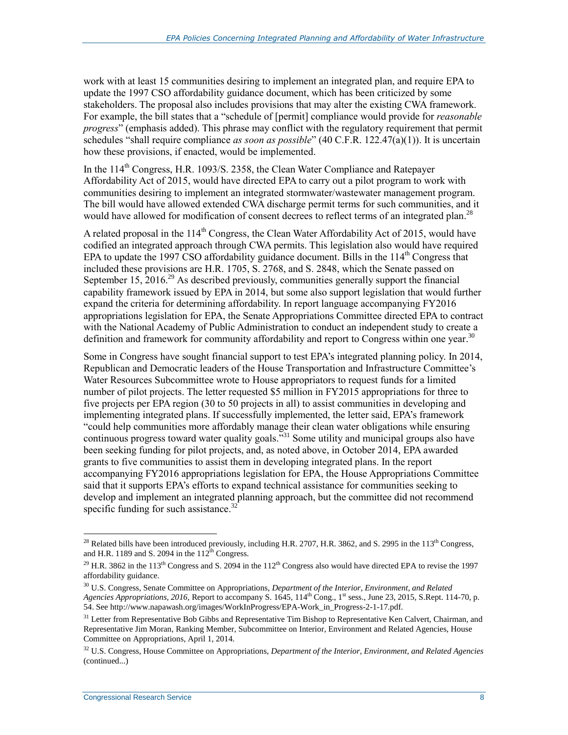work with at least 15 communities desiring to implement an integrated plan, and require EPA to update the 1997 CSO affordability guidance document, which has been criticized by some stakeholders. The proposal also includes provisions that may alter the existing CWA framework. For example, the bill states that a "schedule of [permit] compliance would provide for *reasonable progress*" (emphasis added). This phrase may conflict with the regulatory requirement that permit schedules "shall require compliance *as soon as possible*" (40 C.F.R. 122.47(a)(1)). It is uncertain how these provisions, if enacted, would be implemented.

In the 114th Congress, H.R. 1093/S. 2358, the Clean Water Compliance and Ratepayer Affordability Act of 2015, would have directed EPA to carry out a pilot program to work with communities desiring to implement an integrated stormwater/wastewater management program. The bill would have allowed extended CWA discharge permit terms for such communities, and it would have allowed for modification of consent decrees to reflect terms of an integrated plan.[28]

A related proposal in the 114th Congress, the Clean Water Affordability Act of 2015, would have codified an integrated approach through CWA permits. This legislation also would have required EPA to update the 1997 CSO affordability guidance document. Bills in the 114th Congress that included these provisions are H.R. 1705, S. 2768, and S. 2848, which the Senate passed on September 15, 2016.[29] As described previously, communities generally support the financial capability framework issued by EPA in 2014, but some also support legislation that would further expand the criteria for determining affordability. In report language accompanying FY2016 appropriations legislation for EPA, the Senate Appropriations Committee directed EPA to contract with the National Academy of Public Administration to conduct an independent study to create a definition and framework for community affordability and report to Congress within one year.[30]

Some in Congress have sought financial support to test EPA's integrated planning policy. In 2014, Republican and Democratic leaders of the House Transportation and Infrastructure Committee's Water Resources Subcommittee wrote to House appropriators to request funds for a limited number of pilot projects. The letter requested \$5 million in FY2015 appropriations for three to five projects per EPA region (30 to 50 projects in all) to assist communities in developing and implementing integrated plans. If successfully implemented, the letter said, EPA's framework "could help communities more affordably manage their clean water obligations while ensuring continuous progress toward water quality goals."[31] Some utility and municipal groups also have been seeking funding for pilot projects, and, as noted above, in October 2014, EPA awarded grants to five communities to assist them in developing integrated plans. In the report accompanying FY2016 appropriations legislation for EPA, the House Appropriations Committee said that it supports EPA's efforts to expand technical assistance for communities seeking to develop and implement an integrated planning approach, but the committee did not recommend specific funding for such assistance.[32]

---

[28] Related bills have been introduced previously, including H.R. 2707, H.R. 3862, and S. 2995 in the 113th Congress, and H.R. 1189 and S. 2094 in the 112th Congress.

[29] H.R. 3862 in the 113th Congress and S. 2094 in the 112th Congress also would have directed EPA to revise the 1997 affordability guidance.

[30] U.S. Congress, Senate Committee on Appropriations, *Department of the Interior, Environment, and Related Agencies Appropriations, 2016*, Report to accompany S. 1645, 114th Cong., 1st sess., June 23, 2015, S.Rept. 114-70, p. 54. See http://www.napawash.org/images/WorkInProgress/EPA-Work_in_Progress-2-1-17.pdf.

[31] Letter from Representative Bob Gibbs and Representative Tim Bishop to Representative Ken Calvert, Chairman, and Representative Jim Moran, Ranking Member, Subcommittee on Interior, Environment and Related Agencies, House Committee on Appropriations, April 1, 2014.

[32] U.S. Congress, House Committee on Appropriations, *Department of the Interior, Environment, and Related Agencies* (continued...)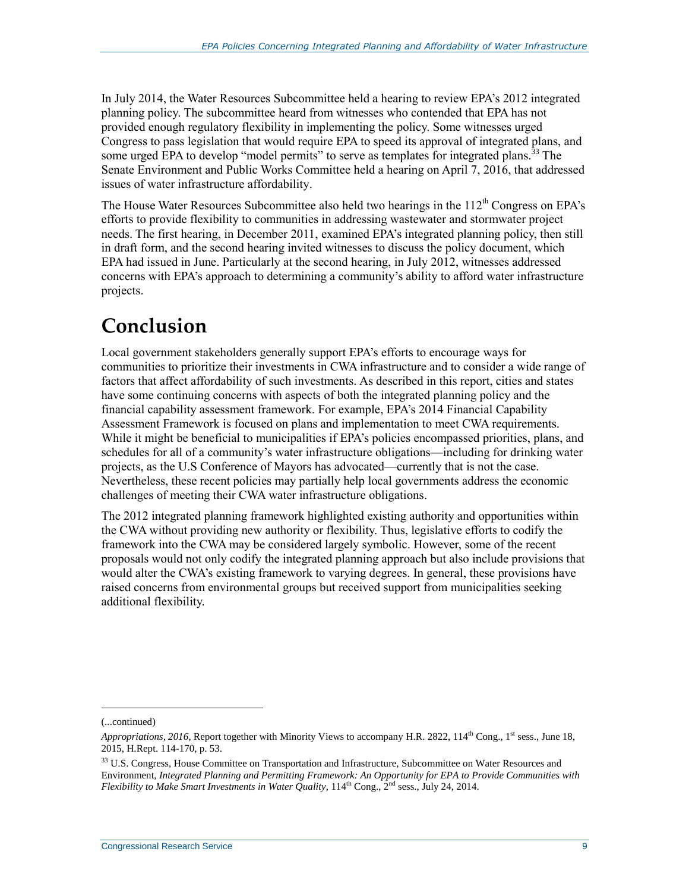In July 2014, the Water Resources Subcommittee held a hearing to review EPA's 2012 integrated planning policy. The subcommittee heard from witnesses who contended that EPA has not provided enough regulatory flexibility in implementing the policy. Some witnesses urged Congress to pass legislation that would require EPA to speed its approval of integrated plans, and some urged EPA to develop "model permits" to serve as templates for integrated plans.[33] The Senate Environment and Public Works Committee held a hearing on April 7, 2016, that addressed issues of water infrastructure affordability.

The House Water Resources Subcommittee also held two hearings in the 112th Congress on EPA's efforts to provide flexibility to communities in addressing wastewater and stormwater project needs. The first hearing, in December 2011, examined EPA's integrated planning policy, then still in draft form, and the second hearing invited witnesses to discuss the policy document, which EPA had issued in June. Particularly at the second hearing, in July 2012, witnesses addressed concerns with EPA's approach to determining a community's ability to afford water infrastructure projects.

# Conclusion

Local government stakeholders generally support EPA's efforts to encourage ways for communities to prioritize their investments in CWA infrastructure and to consider a wide range of factors that affect affordability of such investments. As described in this report, cities and states have some continuing concerns with aspects of both the integrated planning policy and the financial capability assessment framework. For example, EPA's 2014 Financial Capability Assessment Framework is focused on plans and implementation to meet CWA requirements. While it might be beneficial to municipalities if EPA's policies encompassed priorities, plans, and schedules for all of a community's water infrastructure obligations—including for drinking water projects, as the U.S Conference of Mayors has advocated—currently that is not the case. Nevertheless, these recent policies may partially help local governments address the economic challenges of meeting their CWA water infrastructure obligations.

The 2012 integrated planning framework highlighted existing authority and opportunities within the CWA without providing new authority or flexibility. Thus, legislative efforts to codify the framework into the CWA may be considered largely symbolic. However, some of the recent proposals would not only codify the integrated planning approach but also include provisions that would alter the CWA's existing framework to varying degrees. In general, these provisions have raised concerns from environmental groups but received support from municipalities seeking additional flexibility.

---

(...continued)

*Appropriations, 2016*, Report together with Minority Views to accompany H.R. 2822, 114th Cong., 1st sess., June 18, 2015, H.Rept. 114-170, p. 53.

[33] U.S. Congress, House Committee on Transportation and Infrastructure, Subcommittee on Water Resources and Environment, *Integrated Planning and Permitting Framework: An Opportunity for EPA to Provide Communities with Flexibility to Make Smart Investments in Water Quality*, 114th Cong., 2nd sess., July 24, 2014.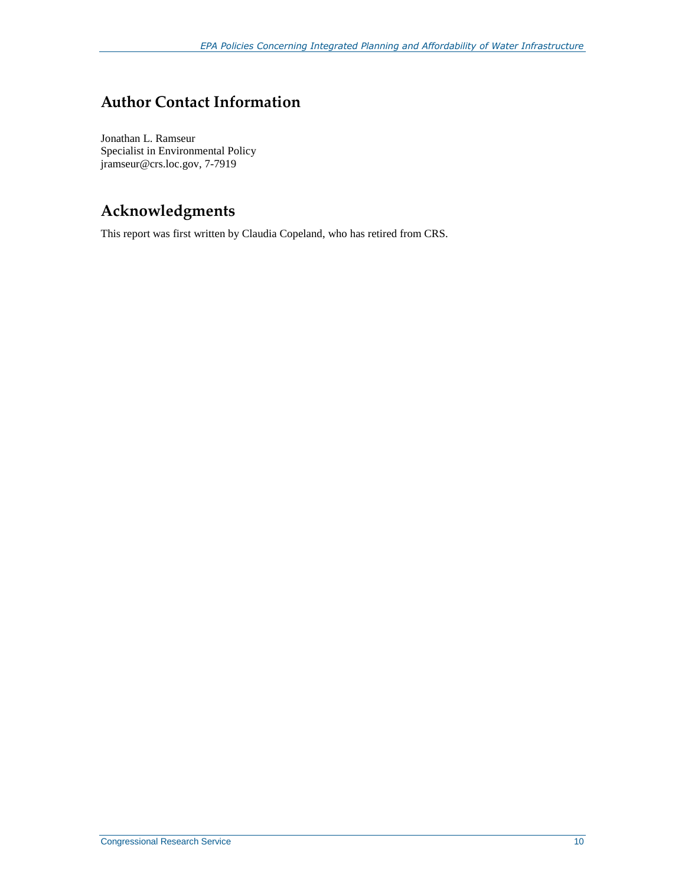## Author Contact Information

Jonathan L. Ramseur
Specialist in Environmental Policy
jramseur@crs.loc.gov, 7-7919

## Acknowledgments

This report was first written by Claudia Copeland, who has retired from CRS.